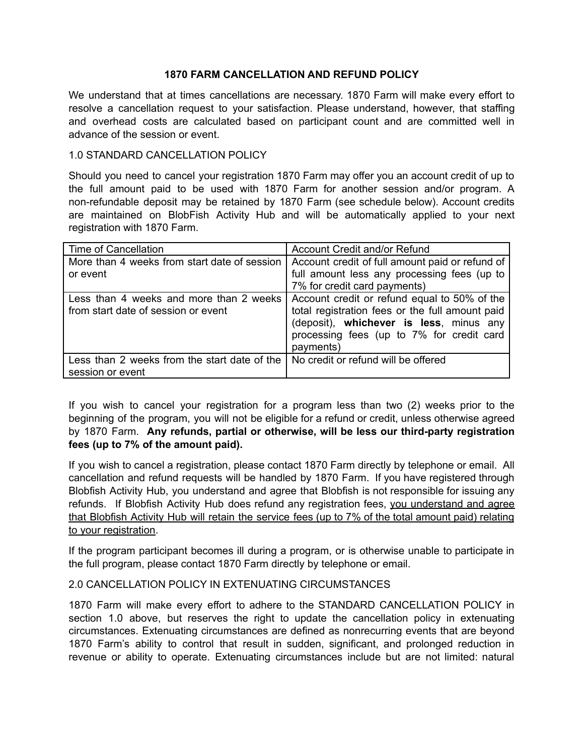# 1870 FARM CANCELLATION AND REFUND POLICY

We understand that at times cancellations are necessary. 1870 Farm will make every effort to resolve a cancellation request to your satisfaction. Please understand, however, that staffing and overhead costs are calculated based on participant count and are committed well in advance of the session or event.

## 1.0 STANDARD CANCELLATION POLICY

Should you need to cancel your registration 1870 Farm may offer you an account credit of up to the full amount paid to be used with 1870 Farm for another session and/or program. A non-refundable deposit may be retained by 1870 Farm (see schedule below). Account credits are maintained on BlobFish Activity Hub and will be automatically applied to your next registration with 1870 Farm.

| Time of Cancellation | Account Credit and/or Refund |
|---|---|
| More than 4 weeks from start date of session or event | Account credit of full amount paid or refund of full amount less any processing fees (up to 7% for credit card payments) |
| Less than 4 weeks and more than 2 weeks from start date of session or event | Account credit or refund equal to 50% of the total registration fees or the full amount paid (deposit), **whichever is less**, minus any processing fees (up to 7% for credit card payments) |
| Less than 2 weeks from the start date of the session or event | No credit or refund will be offered |

If you wish to cancel your registration for a program less than two (2) weeks prior to the beginning of the program, you will not be eligible for a refund or credit, unless otherwise agreed by 1870 Farm. **Any refunds, partial or otherwise, will be less our third-party registration fees (up to 7% of the amount paid).**

If you wish to cancel a registration, please contact 1870 Farm directly by telephone or email. All cancellation and refund requests will be handled by 1870 Farm. If you have registered through Blobfish Activity Hub, you understand and agree that Blobfish is not responsible for issuing any refunds. If Blobfish Activity Hub does refund any registration fees, <u>you understand and agree that Blobfish Activity Hub will retain the service fees (up to 7% of the total amount paid) relating to your registration</u>.

If the program participant becomes ill during a program, or is otherwise unable to participate in the full program, please contact 1870 Farm directly by telephone or email.

## 2.0 CANCELLATION POLICY IN EXTENUATING CIRCUMSTANCES

1870 Farm will make every effort to adhere to the STANDARD CANCELLATION POLICY in section 1.0 above, but reserves the right to update the cancellation policy in extenuating circumstances. Extenuating circumstances are defined as nonrecurring events that are beyond 1870 Farm's ability to control that result in sudden, significant, and prolonged reduction in revenue or ability to operate. Extenuating circumstances include but are not limited: natural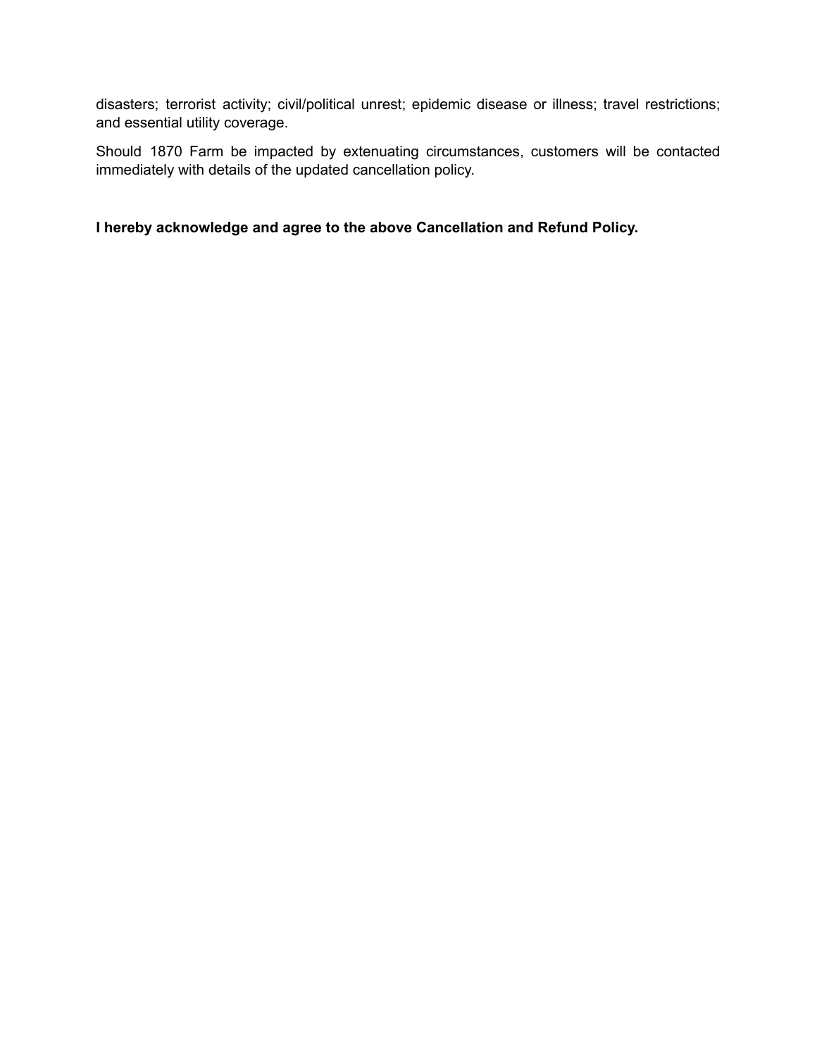disasters; terrorist activity; civil/political unrest; epidemic disease or illness; travel restrictions; and essential utility coverage.

Should 1870 Farm be impacted by extenuating circumstances, customers will be contacted immediately with details of the updated cancellation policy.

**I hereby acknowledge and agree to the above Cancellation and Refund Policy.**